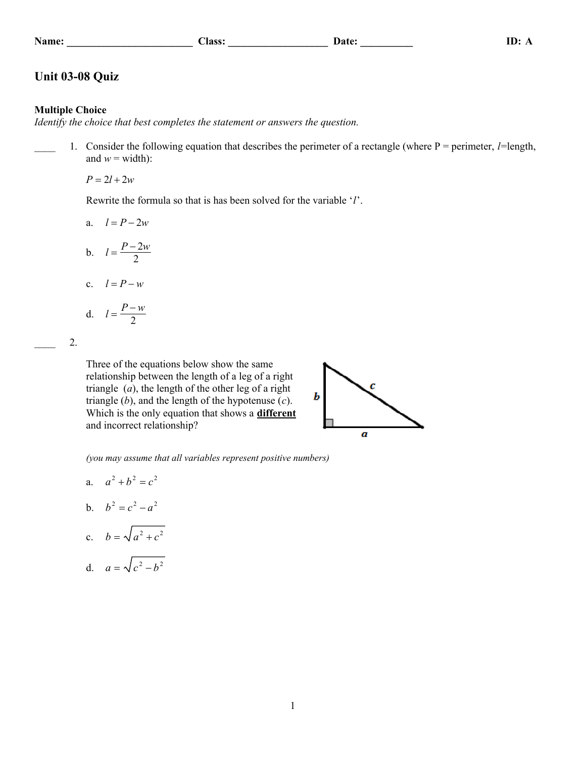Name: ________________________ Class: ___________________ Date: __________ ID: A

# Unit 03-08 Quiz

**Multiple Choice**
*Identify the choice that best completes the statement or answers the question.*

____ 1. Consider the following equation that describes the perimeter of a rectangle (where P = perimeter, $l$=length, and $w$ = width):

$$P = 2l + 2w$$

Rewrite the formula so that is has been solved for the variable '$l$'.

a. $l = P - 2w$

b. $l = \dfrac{P - 2w}{2}$

c. $l = P - w$

d. $l = \dfrac{P - w}{2}$

____ 2.

Three of the equations below show the same relationship between the length of a leg of a right triangle ($a$), the length of the other leg of a right triangle ($b$), and the length of the hypotenuse ($c$). Which is the only equation that shows a **different** and incorrect relationship?

*(you may assume that all variables represent positive numbers)*

a. $a^2 + b^2 = c^2$

b. $b^2 = c^2 - a^2$

c. $b = \sqrt{a^2 + c^2}$

d. $a = \sqrt{c^2 - b^2}$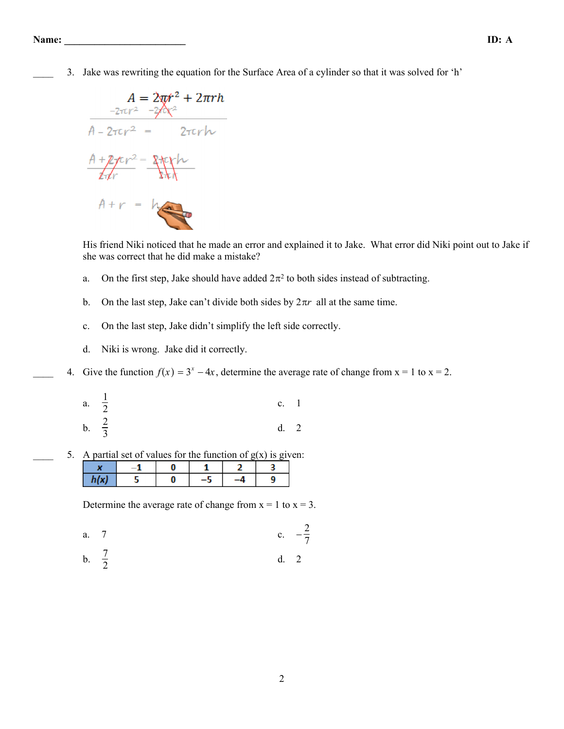**Name: ________________________** **ID: A**

____ 3. Jake was rewriting the equation for the Surface Area of a cylinder so that it was solved for ‘h’

$$A = 2\pi r^2 + 2\pi rh$$

$$-2\pi r^2 \quad -2\pi r^2$$

$$A - 2\pi r^2 = 2\pi rh$$

$$\frac{A + 2\pi r^2}{2\pi r} = \frac{2\pi rh}{2\pi r}$$

$$A + r = h$$

His friend Niki noticed that he made an error and explained it to Jake. What error did Niki point out to Jake if she was correct that he did make a mistake?

a. On the first step, Jake should have added $2\pi^2$ to both sides instead of subtracting.

b. On the last step, Jake can’t divide both sides by $2\pi r$ all at the same time.

c. On the last step, Jake didn’t simplify the left side correctly.

d. Niki is wrong. Jake did it correctly.

____ 4. Give the function $f(x) = 3^x - 4x$, determine the average rate of change from x = 1 to x = 2.

a. $\frac{1}{2}$

b. $\frac{2}{3}$

c. 1

d. 2

____ 5. A partial set of values for the function of g(x) is given:

| x | −1 | 0 | 1 | 2 | 3 |
|---|---|---|---|---|---|
| h(x) | 5 | 0 | −5 | −4 | 9 |

Determine the average rate of change from x = 1 to x = 3.

a. 7

b. $\frac{7}{2}$

c. $-\frac{2}{7}$

d. 2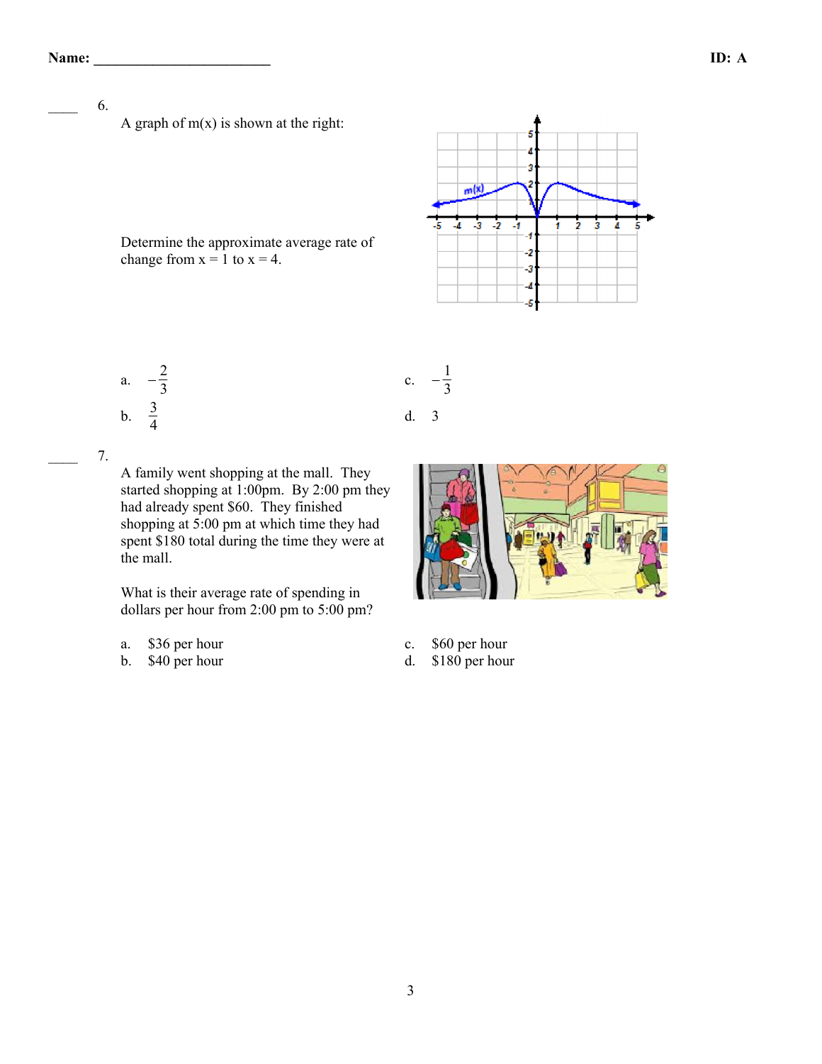**Name:** ________________________ **ID: A**

____ 6. A graph of m(x) is shown at the right:

m(x)

5
4
3
2
1
-1
-2
-3
-4
-5

-5 -4 -3 -2 -1 1 2 3 4 5

Determine the approximate average rate of change from x = 1 to x = 4.

a. $-\frac{2}{3}$

b. $\frac{3}{4}$

c. $-\frac{1}{3}$

d. 3

____ 7. A family went shopping at the mall. They started shopping at 1:00pm. By 2:00 pm they had already spent \$60. They finished shopping at 5:00 pm at which time they had spent \$180 total during the time they were at the mall.

What is their average rate of spending in dollars per hour from 2:00 pm to 5:00 pm?

a. \$36 per hour

b. \$40 per hour

c. \$60 per hour

d. \$180 per hour